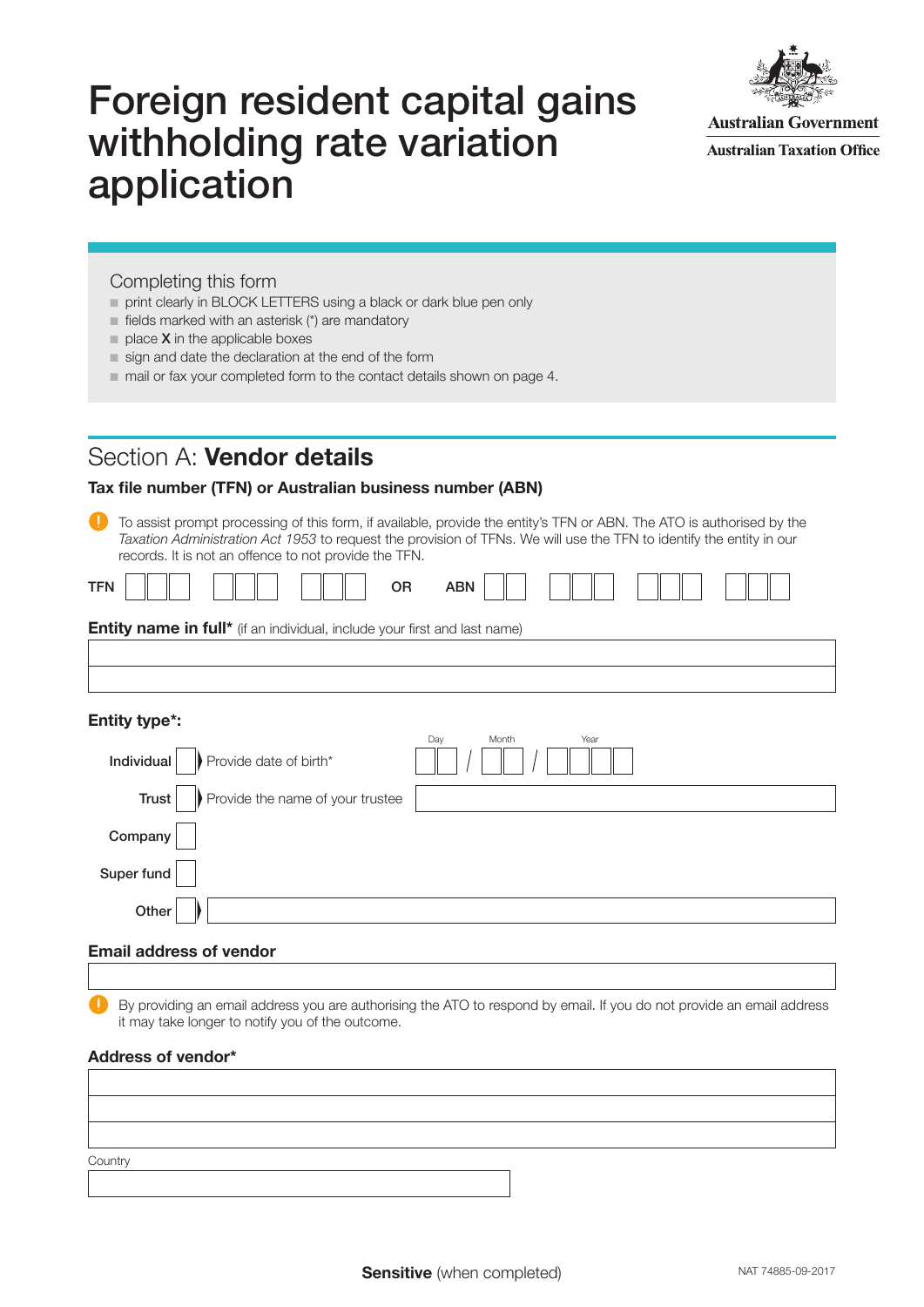# Foreign resident capital gains withholding rate variation application

Australian Government
Australian Taxation Office

## Completing this form

- print clearly in BLOCK LETTERS using a black or dark blue pen only
- fields marked with an asterisk (*) are mandatory
- place **X** in the applicable boxes
- sign and date the declaration at the end of the form
- mail or fax your completed form to the contact details shown on page 4.

## Section A: **Vendor details**

### Tax file number (TFN) or Australian business number (ABN)

To assist prompt processing of this form, if available, provide the entity's TFN or ABN. The ATO is authorised by the *Taxation Administration Act 1953* to request the provision of TFNs. We will use the TFN to identify the entity in our records. It is not an offence to not provide the TFN.

TFN ☐☐☐ ☐☐☐ ☐☐☐ OR ABN ☐☐ ☐☐☐ ☐☐☐ ☐☐☐

**Entity name in full*** (if an individual, include your first and last name)

____________________

____________________

**Entity type*:**

Individual ☐ Provide date of birth* Day / Month / Year ☐☐ / ☐☐ / ☐☐☐☐

Trust ☐ Provide the name of your trustee ____________________

Company ☐

Super fund ☐

Other ☐ ____________________

**Email address of vendor**

____________________

By providing an email address you are authorising the ATO to respond by email. If you do not provide an email address it may take longer to notify you of the outcome.

**Address of vendor***

____________________

____________________

____________________

Country

____________________

**Sensitive** (when completed)

NAT 74885-09-2017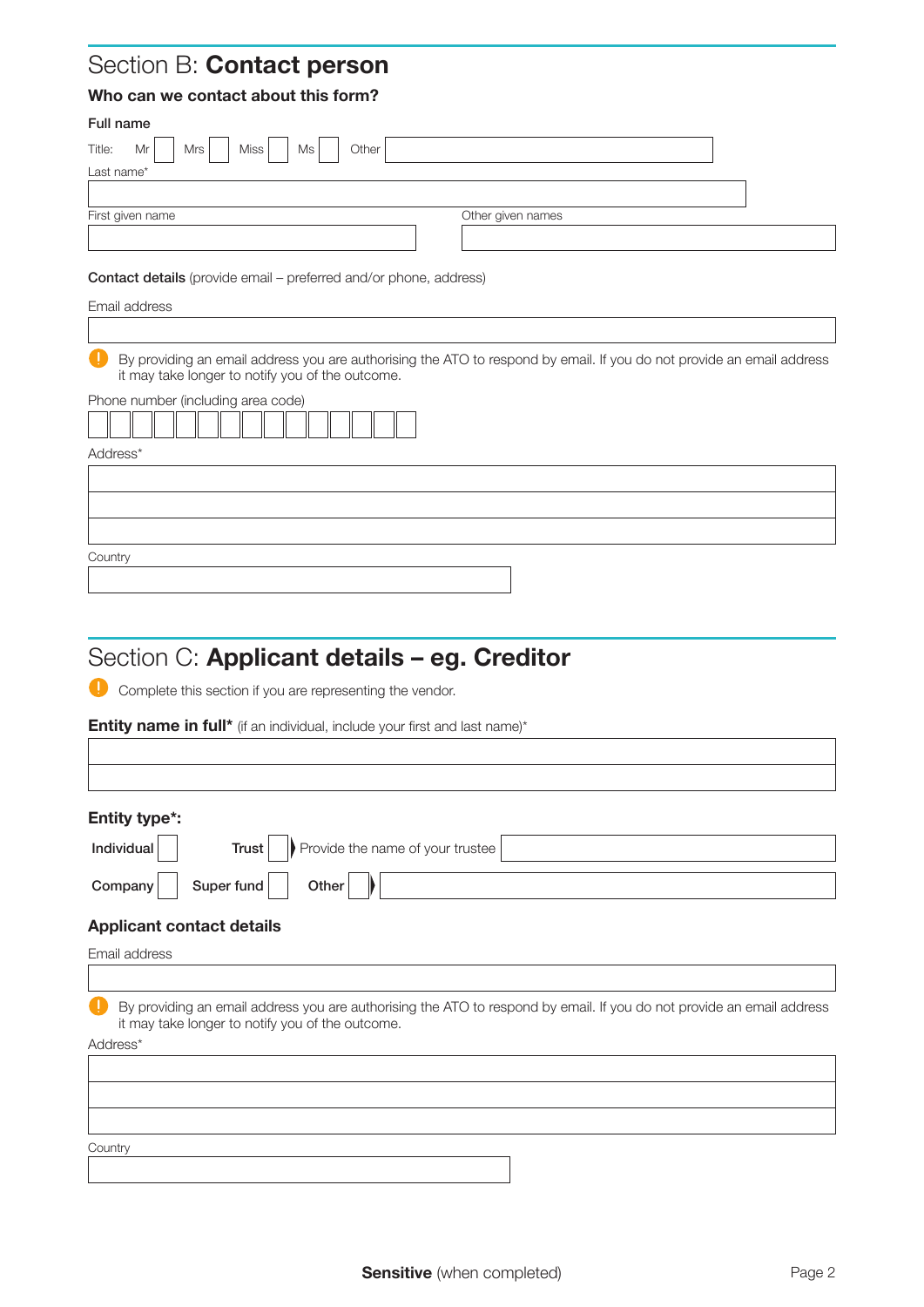## Section B: **Contact person**

### Who can we contact about this form?

**Full name**

Title: Mr ☐ Mrs ☐ Miss ☐ Ms ☐ Other

Last name*

First given name

Other given names

**Contact details** (provide email – preferred and/or phone, address)

Email address

! By providing an email address you are authorising the ATO to respond by email. If you do not provide an email address it may take longer to notify you of the outcome.

Phone number (including area code)

Address*

Country

## Section C: **Applicant details – eg. Creditor**

! Complete this section if you are representing the vendor.

**Entity name in full*** (if an individual, include your first and last name)*

**Entity type*:**

**Individual** ☐ **Trust** ☐ Provide the name of your trustee

**Company** ☐ **Super fund** ☐ **Other** ☐

### Applicant contact details

Email address

! By providing an email address you are authorising the ATO to respond by email. If you do not provide an email address it may take longer to notify you of the outcome.

Address*

Country

**Sensitive** (when completed)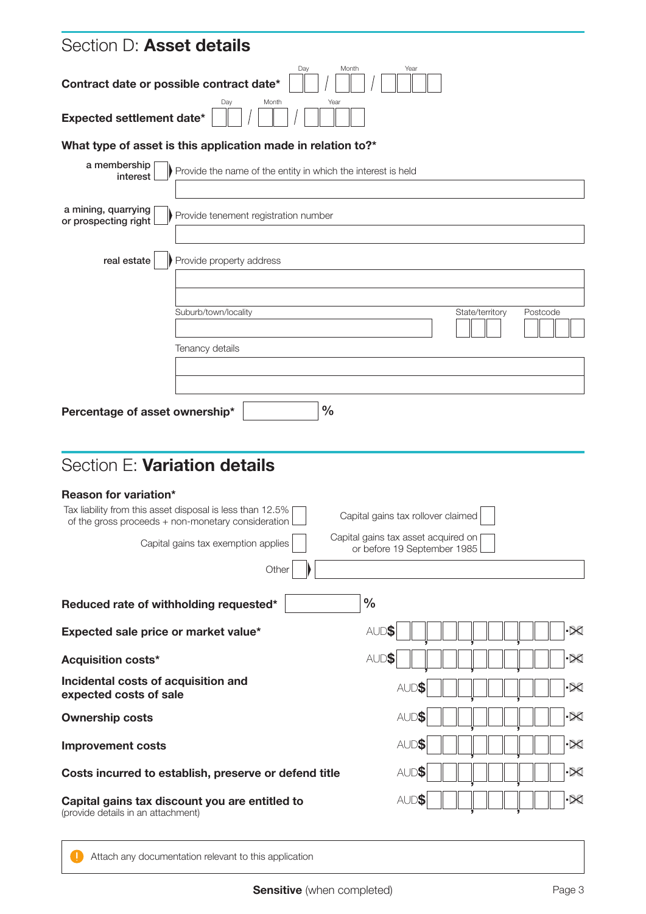## Section D: **Asset details**

**Contract date or possible contract date*** Day / Month / Year

**Expected settlement date*** Day / Month / Year

**What type of asset is this application made in relation to?***

- a membership interest ☐ Provide the name of the entity in which the interest is held
- a mining, quarrying or prospecting right ☐ Provide tenement registration number
- real estate ☐ Provide property address

Suburb/town/locality | State/territory | Postcode

Tenancy details

**Percentage of asset ownership*** %

## Section E: **Variation details**

**Reason for variation***

- Tax liability from this asset disposal is less than 12.5% of the gross proceeds + non-monetary consideration ☐
- Capital gains tax rollover claimed ☐
- Capital gains tax exemption applies ☐
- Capital gains tax asset acquired on or before 19 September 1985 ☐
- Other ☐

**Reduced rate of withholding requested*** %

**Expected sale price or market value*** AUD$

**Acquisition costs*** AUD$

**Incidental costs of acquisition and expected costs of sale** AUD$

**Ownership costs** AUD$

**Improvement costs** AUD$

**Costs incurred to establish, preserve or defend title** AUD$

**Capital gains tax discount you are entitled to** (provide details in an attachment) AUD$

! Attach any documentation relevant to this application

**Sensitive** (when completed)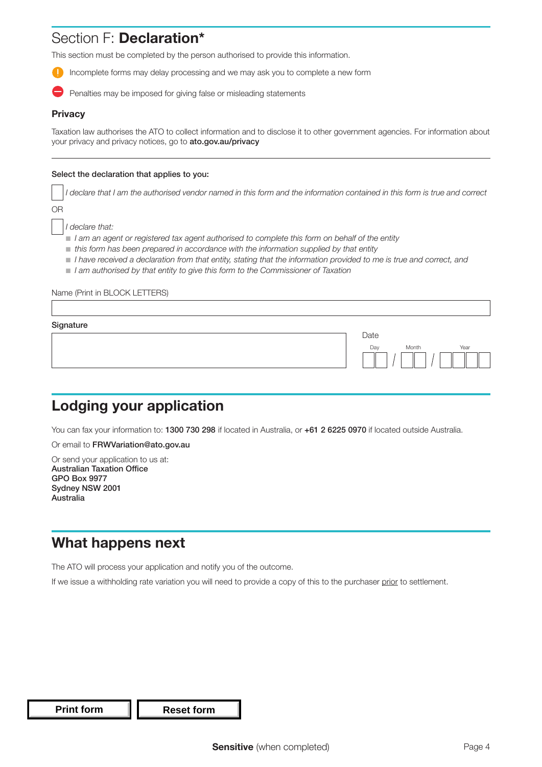## Section F: **Declaration***

This section must be completed by the person authorised to provide this information.

Incomplete forms may delay processing and we may ask you to complete a new form

Penalties may be imposed for giving false or misleading statements

### Privacy

Taxation law authorises the ATO to collect information and to disclose it to other government agencies. For information about your privacy and privacy notices, go to **ato.gov.au/privacy**

**Select the declaration that applies to you:**

☐ *I declare that I am the authorised vendor named in this form and the information contained in this form is true and correct*

OR

☐ *I declare that:*

- *I am an agent or registered tax agent authorised to complete this form on behalf of the entity*
- *this form has been prepared in accordance with the information supplied by that entity*
- *I have received a declaration from that entity, stating that the information provided to me is true and correct, and*
- *I am authorised by that entity to give this form to the Commissioner of Taxation*

Name (Print in BLOCK LETTERS)

**Signature**

Date

Day / Month / Year

## Lodging your application

You can fax your information to: **1300 730 298** if located in Australia, or **+61 2 6225 0970** if located outside Australia.

Or email to **FRWVariation@ato.gov.au**

Or send your application to us at:
**Australian Taxation Office**
**GPO Box 9977**
**Sydney NSW 2001**
**Australia**

## What happens next

The ATO will process your application and notify you of the outcome.

If we issue a withholding rate variation you will need to provide a copy of this to the purchaser prior to settlement.

**Print form** **Reset form**

**Sensitive** (when completed)